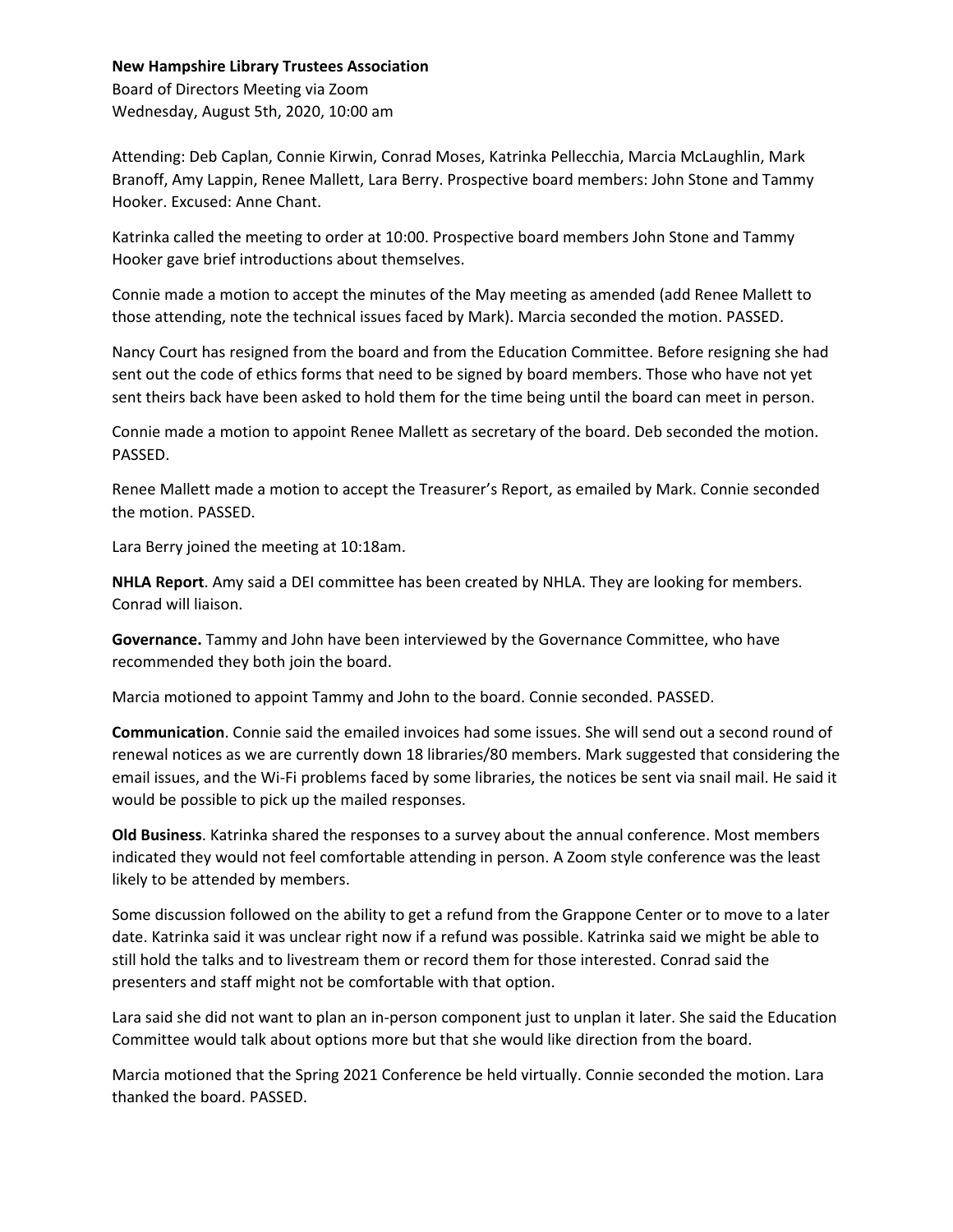**New Hampshire Library Trustees Association**
Board of Directors Meeting via Zoom
Wednesday, August 5th, 2020, 10:00 am

Attending: Deb Caplan, Connie Kirwin, Conrad Moses, Katrinka Pellecchia, Marcia McLaughlin, Mark Branoff, Amy Lappin, Renee Mallett, Lara Berry. Prospective board members: John Stone and Tammy Hooker. Excused: Anne Chant.

Katrinka called the meeting to order at 10:00. Prospective board members John Stone and Tammy Hooker gave brief introductions about themselves.

Connie made a motion to accept the minutes of the May meeting as amended (add Renee Mallett to those attending, note the technical issues faced by Mark). Marcia seconded the motion. PASSED.

Nancy Court has resigned from the board and from the Education Committee. Before resigning she had sent out the code of ethics forms that need to be signed by board members. Those who have not yet sent theirs back have been asked to hold them for the time being until the board can meet in person.

Connie made a motion to appoint Renee Mallett as secretary of the board. Deb seconded the motion. PASSED.

Renee Mallett made a motion to accept the Treasurer's Report, as emailed by Mark. Connie seconded the motion. PASSED.

Lara Berry joined the meeting at 10:18am.

**NHLA Report**. Amy said a DEI committee has been created by NHLA. They are looking for members. Conrad will liaison.

**Governance.** Tammy and John have been interviewed by the Governance Committee, who have recommended they both join the board.

Marcia motioned to appoint Tammy and John to the board. Connie seconded. PASSED.

**Communication**. Connie said the emailed invoices had some issues. She will send out a second round of renewal notices as we are currently down 18 libraries/80 members. Mark suggested that considering the email issues, and the Wi-Fi problems faced by some libraries, the notices be sent via snail mail. He said it would be possible to pick up the mailed responses.

**Old Business**. Katrinka shared the responses to a survey about the annual conference. Most members indicated they would not feel comfortable attending in person. A Zoom style conference was the least likely to be attended by members.

Some discussion followed on the ability to get a refund from the Grappone Center or to move to a later date. Katrinka said it was unclear right now if a refund was possible. Katrinka said we might be able to still hold the talks and to livestream them or record them for those interested. Conrad said the presenters and staff might not be comfortable with that option.

Lara said she did not want to plan an in-person component just to unplan it later. She said the Education Committee would talk about options more but that she would like direction from the board.

Marcia motioned that the Spring 2021 Conference be held virtually. Connie seconded the motion. Lara thanked the board. PASSED.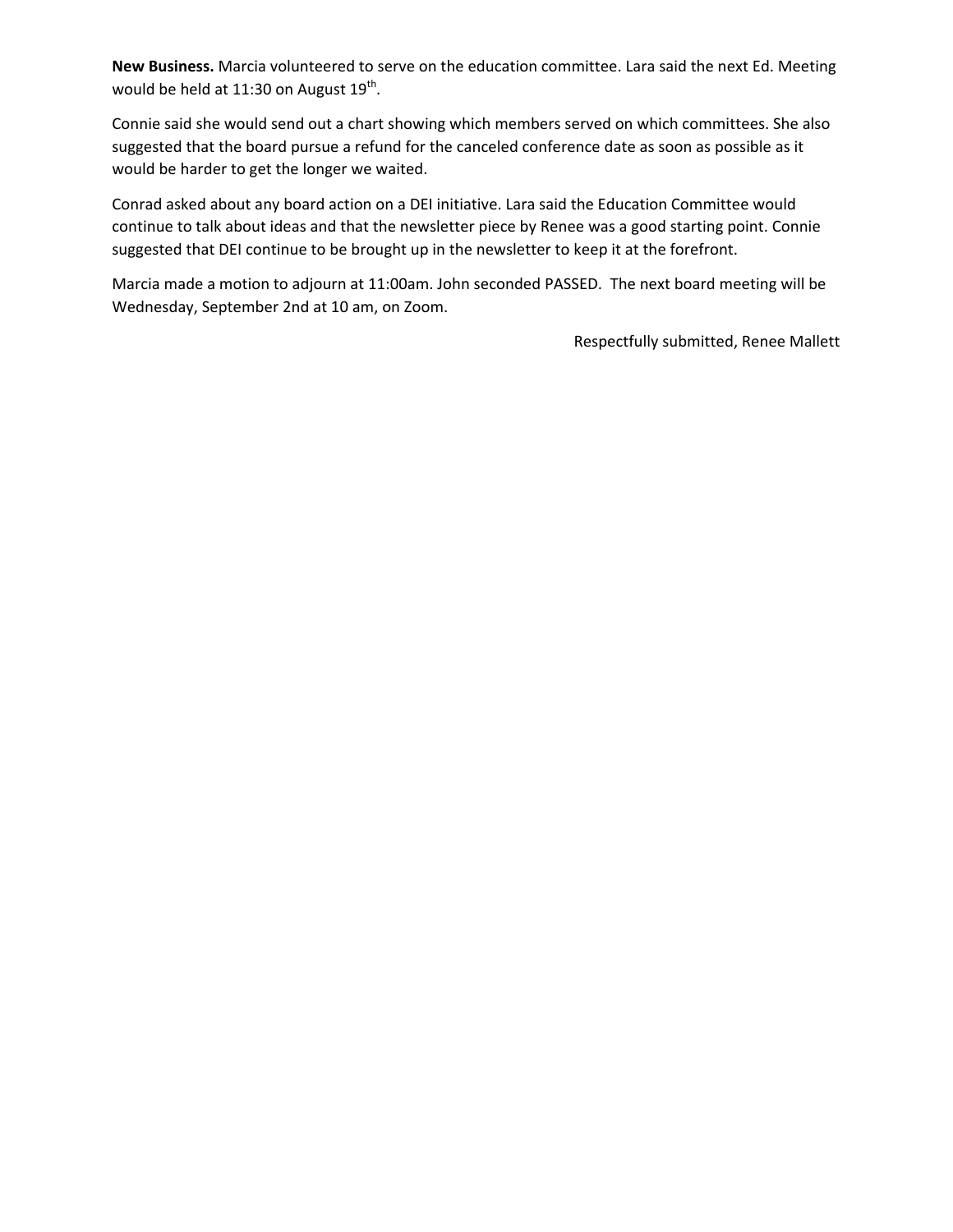**New Business.** Marcia volunteered to serve on the education committee. Lara said the next Ed. Meeting would be held at 11:30 on August 19th.

Connie said she would send out a chart showing which members served on which committees. She also suggested that the board pursue a refund for the canceled conference date as soon as possible as it would be harder to get the longer we waited.

Conrad asked about any board action on a DEI initiative. Lara said the Education Committee would continue to talk about ideas and that the newsletter piece by Renee was a good starting point. Connie suggested that DEI continue to be brought up in the newsletter to keep it at the forefront.

Marcia made a motion to adjourn at 11:00am. John seconded PASSED. The next board meeting will be Wednesday, September 2nd at 10 am, on Zoom.

Respectfully submitted, Renee Mallett